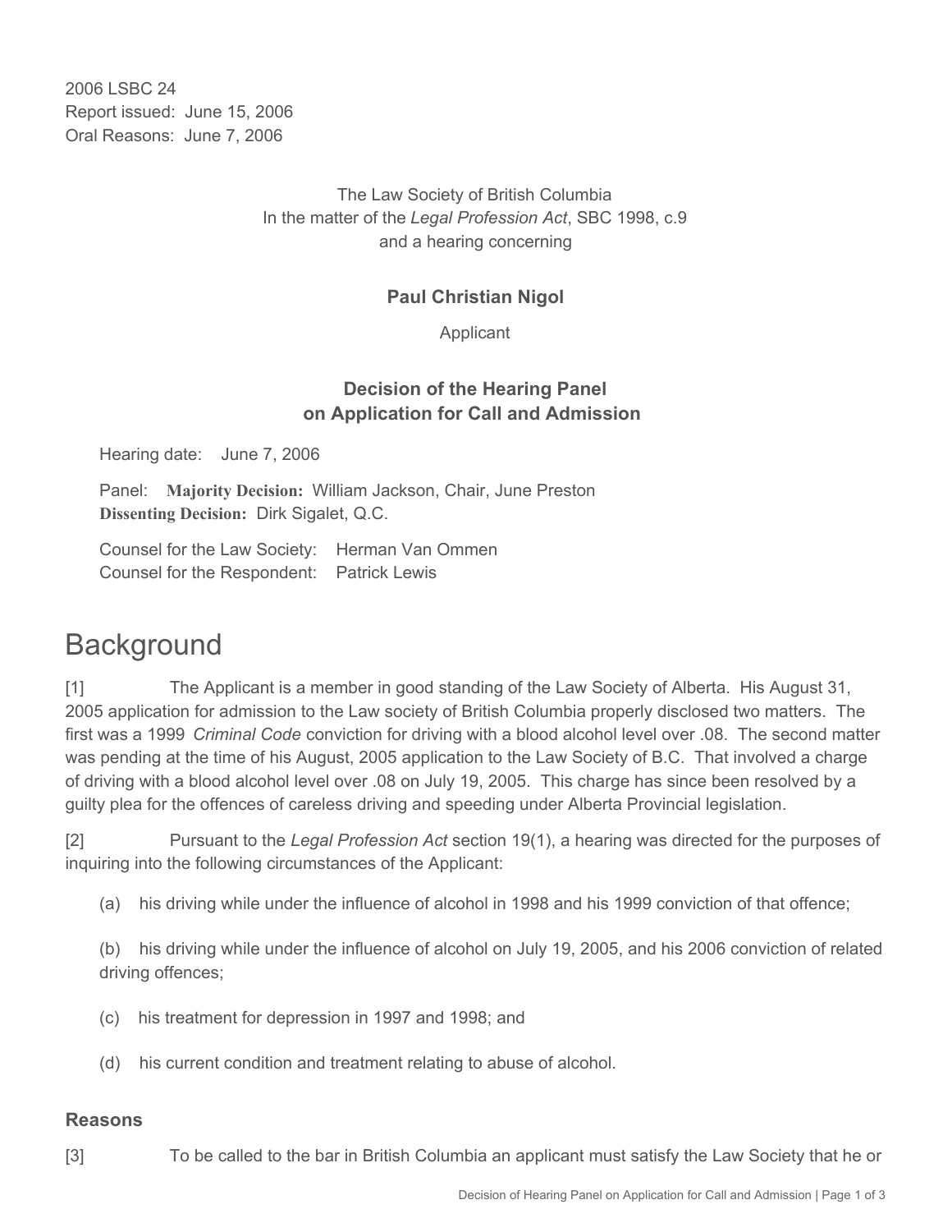2006 LSBC 24
Report issued: June 15, 2006
Oral Reasons: June 7, 2006

The Law Society of British Columbia
In the matter of the *Legal Profession Act*, SBC 1998, c.9
and a hearing concerning

**Paul Christian Nigol**

Applicant

**Decision of the Hearing Panel on Application for Call and Admission**

Hearing date: June 7, 2006

Panel: **Majority Decision:** William Jackson, Chair, June Preston
**Dissenting Decision:** Dirk Sigalet, Q.C.

Counsel for the Law Society: Herman Van Ommen
Counsel for the Respondent: Patrick Lewis

# Background

[1] The Applicant is a member in good standing of the Law Society of Alberta. His August 31, 2005 application for admission to the Law society of British Columbia properly disclosed two matters. The first was a 1999 *Criminal Code* conviction for driving with a blood alcohol level over .08. The second matter was pending at the time of his August, 2005 application to the Law Society of B.C. That involved a charge of driving with a blood alcohol level over .08 on July 19, 2005. This charge has since been resolved by a guilty plea for the offences of careless driving and speeding under Alberta Provincial legislation.

[2] Pursuant to the *Legal Profession Act* section 19(1), a hearing was directed for the purposes of inquiring into the following circumstances of the Applicant:

(a) his driving while under the influence of alcohol in 1998 and his 1999 conviction of that offence;

(b) his driving while under the influence of alcohol on July 19, 2005, and his 2006 conviction of related driving offences;

(c) his treatment for depression in 1997 and 1998; and

(d) his current condition and treatment relating to abuse of alcohol.

### Reasons

[3] To be called to the bar in British Columbia an applicant must satisfy the Law Society that he or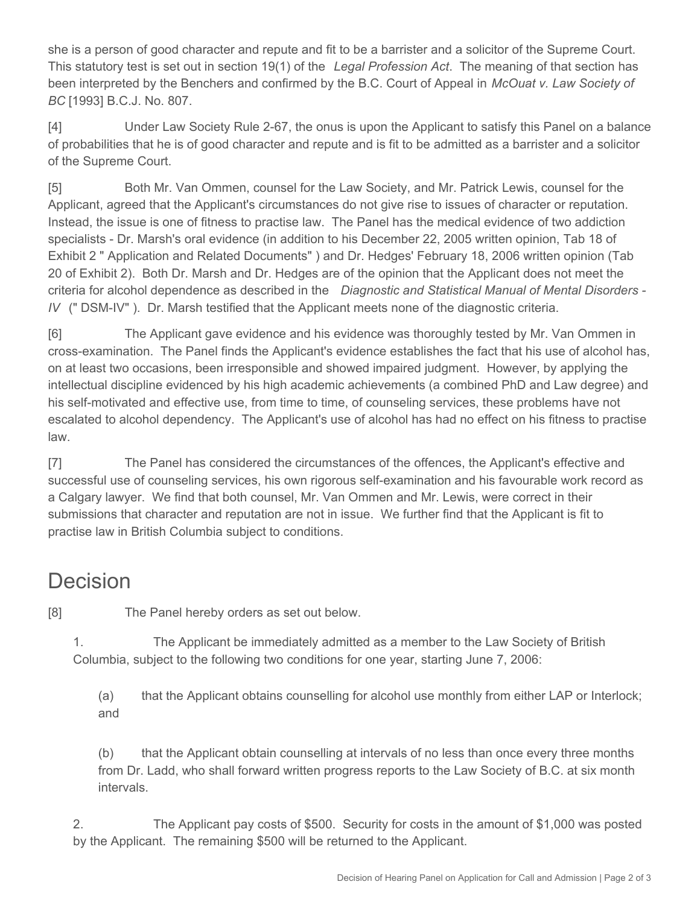she is a person of good character and repute and fit to be a barrister and a solicitor of the Supreme Court. This statutory test is set out in section 19(1) of the *Legal Profession Act*. The meaning of that section has been interpreted by the Benchers and confirmed by the B.C. Court of Appeal in *McOuat v. Law Society of BC* [1993] B.C.J. No. 807.

[4] Under Law Society Rule 2-67, the onus is upon the Applicant to satisfy this Panel on a balance of probabilities that he is of good character and repute and is fit to be admitted as a barrister and a solicitor of the Supreme Court.

[5] Both Mr. Van Ommen, counsel for the Law Society, and Mr. Patrick Lewis, counsel for the Applicant, agreed that the Applicant's circumstances do not give rise to issues of character or reputation. Instead, the issue is one of fitness to practise law. The Panel has the medical evidence of two addiction specialists - Dr. Marsh's oral evidence (in addition to his December 22, 2005 written opinion, Tab 18 of Exhibit 2 " Application and Related Documents" ) and Dr. Hedges' February 18, 2006 written opinion (Tab 20 of Exhibit 2). Both Dr. Marsh and Dr. Hedges are of the opinion that the Applicant does not meet the criteria for alcohol dependence as described in the *Diagnostic and Statistical Manual of Mental Disorders - IV* (" DSM-IV" ). Dr. Marsh testified that the Applicant meets none of the diagnostic criteria.

[6] The Applicant gave evidence and his evidence was thoroughly tested by Mr. Van Ommen in cross-examination. The Panel finds the Applicant's evidence establishes the fact that his use of alcohol has, on at least two occasions, been irresponsible and showed impaired judgment. However, by applying the intellectual discipline evidenced by his high academic achievements (a combined PhD and Law degree) and his self-motivated and effective use, from time to time, of counseling services, these problems have not escalated to alcohol dependency. The Applicant's use of alcohol has had no effect on his fitness to practise law.

[7] The Panel has considered the circumstances of the offences, the Applicant's effective and successful use of counseling services, his own rigorous self-examination and his favourable work record as a Calgary lawyer. We find that both counsel, Mr. Van Ommen and Mr. Lewis, were correct in their submissions that character and reputation are not in issue. We further find that the Applicant is fit to practise law in British Columbia subject to conditions.

# Decision

[8] The Panel hereby orders as set out below.

1. The Applicant be immediately admitted as a member to the Law Society of British Columbia, subject to the following two conditions for one year, starting June 7, 2006:

   (a) that the Applicant obtains counselling for alcohol use monthly from either LAP or Interlock; and

   (b) that the Applicant obtain counselling at intervals of no less than once every three months from Dr. Ladd, who shall forward written progress reports to the Law Society of B.C. at six month intervals.

2. The Applicant pay costs of $500. Security for costs in the amount of $1,000 was posted by the Applicant. The remaining $500 will be returned to the Applicant.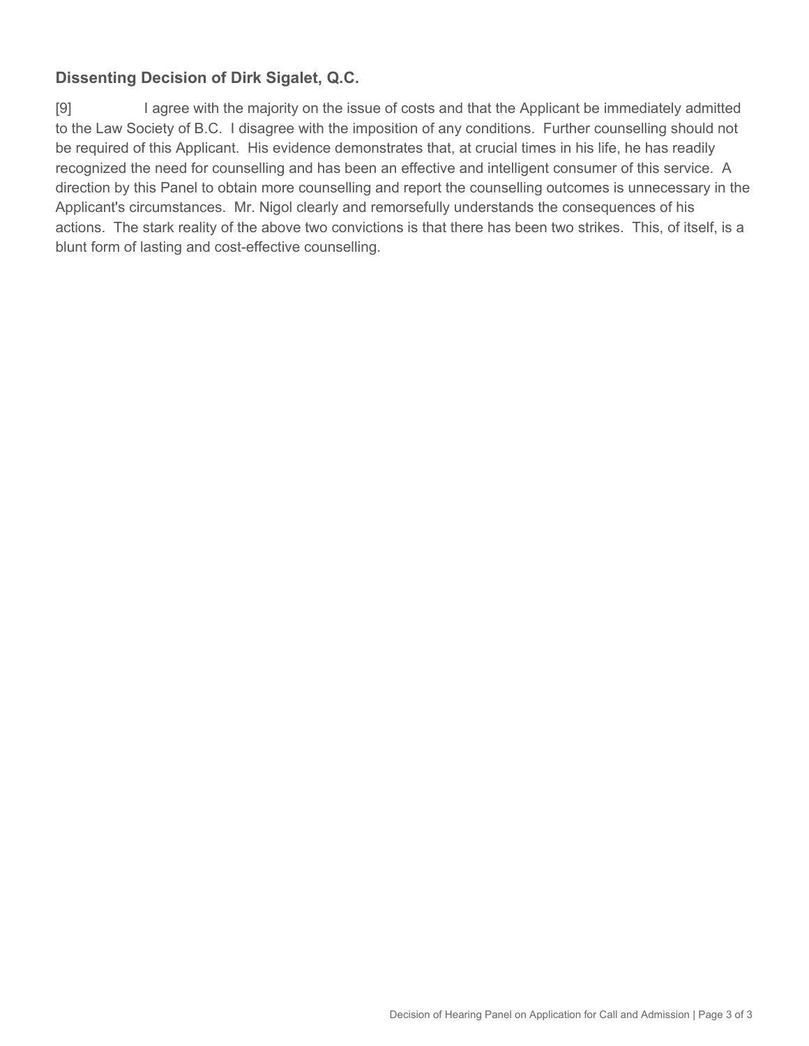### Dissenting Decision of Dirk Sigalet, Q.C.

[9] I agree with the majority on the issue of costs and that the Applicant be immediately admitted to the Law Society of B.C. I disagree with the imposition of any conditions. Further counselling should not be required of this Applicant. His evidence demonstrates that, at crucial times in his life, he has readily recognized the need for counselling and has been an effective and intelligent consumer of this service. A direction by this Panel to obtain more counselling and report the counselling outcomes is unnecessary in the Applicant's circumstances. Mr. Nigol clearly and remorsefully understands the consequences of his actions. The stark reality of the above two convictions is that there has been two strikes. This, of itself, is a blunt form of lasting and cost-effective counselling.